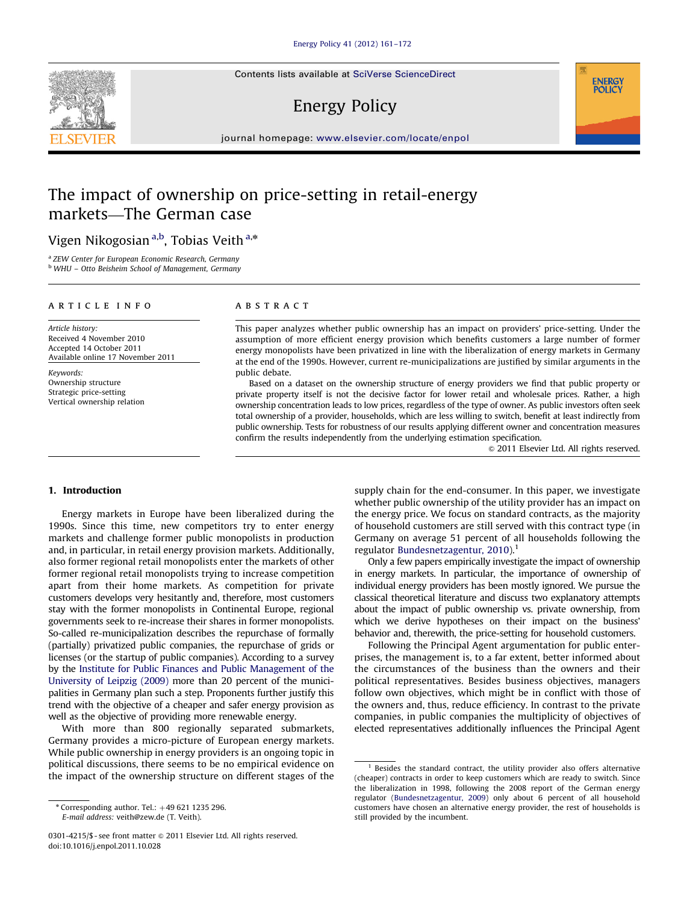# The impact of ownership on price-setting in retail-energy markets—The German case

Vigen Nikogosian [a,b], Tobias Veith [a,*]

[a] ZEW Center for European Economic Research, Germany
[b] WHU – Otto Beisheim School of Management, Germany

**ARTICLE INFO**

*Article history:*
Received 4 November 2010
Accepted 14 October 2011
Available online 17 November 2011

*Keywords:*
Ownership structure
Strategic price-setting
Vertical ownership relation

**ABSTRACT**

This paper analyzes whether public ownership has an impact on providers' price-setting. Under the assumption of more efficient energy provision which benefits customers a large number of former energy monopolists have been privatized in line with the liberalization of energy markets in Germany at the end of the 1990s. However, current re-municipalizations are justified by similar arguments in the public debate.

Based on a dataset on the ownership structure of energy providers we find that public property or private property itself is not the decisive factor for lower retail and wholesale prices. Rather, a high ownership concentration leads to low prices, regardless of the type of owner. As public investors often seek total ownership of a provider, households, which are less willing to switch, benefit at least indirectly from public ownership. Tests for robustness of our results applying different owner and concentration measures confirm the results independently from the underlying estimation specification.

© 2011 Elsevier Ltd. All rights reserved.

## 1. Introduction

Energy markets in Europe have been liberalized during the 1990s. Since this time, new competitors try to enter energy markets and challenge former public monopolists in production and, in particular, in retail energy provision markets. Additionally, also former regional retail monopolists enter the markets of other former regional retail monopolists trying to increase competition apart from their home markets. As competition for private customers develops very hesitantly and, therefore, most customers stay with the former monopolists in Continental Europe, regional governments seek to re-increase their shares in former monopolists. So-called re-municipalization describes the repurchase of formally (partially) privatized public companies, the repurchase of grids or licenses (or the startup of public companies). According to a survey by the Institute for Public Finances and Public Management of the University of Leipzig (2009) more than 20 percent of the municipalities in Germany plan such a step. Proponents further justify this trend with the objective of a cheaper and safer energy provision as well as the objective of providing more renewable energy.

With more than 800 regionally separated submarkets, Germany provides a micro-picture of European energy markets. While public ownership in energy providers is an ongoing topic in political discussions, there seems to be no empirical evidence on the impact of the ownership structure on different stages of the supply chain for the end-consumer. In this paper, we investigate whether public ownership of the utility provider has an impact on the energy price. We focus on standard contracts, as the majority of household customers are still served with this contract type (in Germany on average 51 percent of all households following the regulator Bundesnetzagentur, 2010).[1]

Only a few papers empirically investigate the impact of ownership in energy markets. In particular, the importance of ownership of individual energy providers has been mostly ignored. We pursue the classical theoretical literature and discuss two explanatory attempts about the impact of public ownership vs. private ownership, from which we derive hypotheses on their impact on the business' behavior and, therewith, the price-setting for household customers.

Following the Principal Agent argumentation for public enterprises, the management is, to a far extent, better informed about the circumstances of the business than the owners and their political representatives. Besides business objectives, managers follow own objectives, which might be in conflict with those of the owners and, thus, reduce efficiency. In contrast to the private companies, in public companies the multiplicity of objectives of elected representatives additionally influences the Principal Agent

---

[1] Besides the standard contract, the utility provider also offers alternative (cheaper) contracts in order to keep customers which are ready to switch. Since the liberalization in 1998, following the 2008 report of the German energy regulator (Bundesnetzagentur, 2009) only about 6 percent of all household customers have chosen an alternative energy provider, the rest of households is still provided by the incumbent.

\* Corresponding author. Tel.: +49 621 1235 296.
E-mail address: veith@zew.de (T. Veith).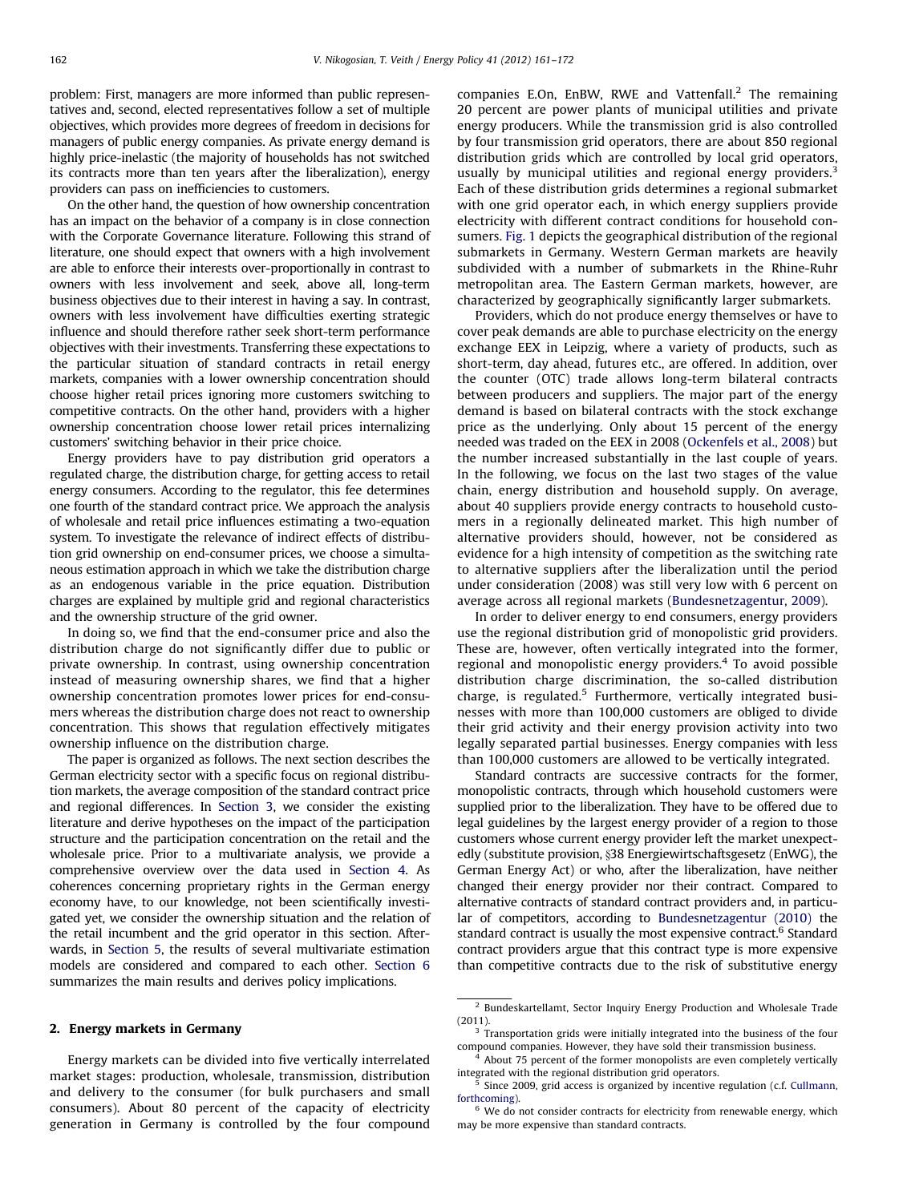problem: First, managers are more informed than public representatives and, second, elected representatives follow a set of multiple objectives, which provides more degrees of freedom in decisions for managers of public energy companies. As private energy demand is highly price-inelastic (the majority of households has not switched its contracts more than ten years after the liberalization), energy providers can pass on inefficiencies to customers.

On the other hand, the question of how ownership concentration has an impact on the behavior of a company is in close connection with the Corporate Governance literature. Following this strand of literature, one should expect that owners with a high involvement are able to enforce their interests over-proportionally in contrast to owners with less involvement and seek, above all, long-term business objectives due to their interest in having a say. In contrast, owners with less involvement have difficulties exerting strategic influence and should therefore rather seek short-term performance objectives with their investments. Transferring these expectations to the particular situation of standard contracts in retail energy markets, companies with a lower ownership concentration should choose higher retail prices ignoring more customers switching to competitive contracts. On the other hand, providers with a higher ownership concentration choose lower retail prices internalizing customers' switching behavior in their price choice.

Energy providers have to pay distribution grid operators a regulated charge, the distribution charge, for getting access to retail energy consumers. According to the regulator, this fee determines one fourth of the standard contract price. We approach the analysis of wholesale and retail price influences estimating a two-equation system. To investigate the relevance of indirect effects of distribution grid ownership on end-consumer prices, we choose a simultaneous estimation approach in which we take the distribution charge as an endogenous variable in the price equation. Distribution charges are explained by multiple grid and regional characteristics and the ownership structure of the grid owner.

In doing so, we find that the end-consumer price and also the distribution charge do not significantly differ due to public or private ownership. In contrast, using ownership concentration instead of measuring ownership shares, we find that a higher ownership concentration promotes lower prices for end-consumers whereas the distribution charge does not react to ownership concentration. This shows that regulation effectively mitigates ownership influence on the distribution charge.

The paper is organized as follows. The next section describes the German electricity sector with a specific focus on regional distribution markets, the average composition of the standard contract price and regional differences. In Section 3, we consider the existing literature and derive hypotheses on the impact of the participation structure and the participation concentration on the retail and the wholesale price. Prior to a multivariate analysis, we provide a comprehensive overview over the data used in Section 4. As coherences concerning proprietary rights in the German energy economy have, to our knowledge, not been scientifically investigated yet, we consider the ownership situation and the relation of the retail incumbent and the grid operator in this section. Afterwards, in Section 5, the results of several multivariate estimation models are considered and compared to each other. Section 6 summarizes the main results and derives policy implications.

## 2. Energy markets in Germany

Energy markets can be divided into five vertically interrelated market stages: production, wholesale, transmission, distribution and delivery to the consumer (for bulk purchasers and small consumers). About 80 percent of the capacity of electricity generation in Germany is controlled by the four compound companies E.On, EnBW, RWE and Vattenfall.[2] The remaining 20 percent are power plants of municipal utilities and private energy producers. While the transmission grid is also controlled by four transmission grid operators, there are about 850 regional distribution grids which are controlled by local grid operators, usually by municipal utilities and regional energy providers.[3] Each of these distribution grids determines a regional submarket with one grid operator each, in which energy suppliers provide electricity with different contract conditions for household consumers. Fig. 1 depicts the geographical distribution of the regional submarkets in Germany. Western German markets are heavily subdivided with a number of submarkets in the Rhine-Ruhr metropolitan area. The Eastern German markets, however, are characterized by geographically significant larger submarkets.

Providers, which do not produce energy themselves or have to cover peak demands are able to purchase electricity on the energy exchange EEX in Leipzig, where a variety of products, such as short-term, day ahead, futures etc., are offered. In addition, over the counter (OTC) trade allows long-term bilateral contracts between producers and suppliers. The major part of the energy demand is based on bilateral contracts with the stock exchange price as the underlying. Only about 15 percent of the energy needed was traded on the EEX in 2008 (Ockenfels et al., 2008) but the number increased substantially in the last couple of years. In the following, we focus on the last two stages of the value chain, energy distribution and household supply. On average, about 40 suppliers provide energy contracts to household customers in a regionally delineated market. This high number of alternative providers should, however, not be considered as evidence for a high intensity of competition as the switching rate to alternative suppliers after the liberalization until the period under consideration (2008) was still very low with 6 percent on average across all regional markets (Bundesnetzagentur, 2009).

In order to deliver energy to end consumers, energy providers use the regional distribution grid of monopolistic grid providers. These are, however, often vertically integrated into the former, regional and monopolistic energy providers.[4] To avoid possible distribution charge discrimination, the so-called distribution charge, is regulated.[5] Furthermore, vertically integrated businesses with more than 100,000 customers are obliged to divide their grid activity and their energy provision activity into two legally separated partial businesses. Energy companies with less than 100,000 customers are allowed to be vertically integrated.

Standard contracts are successive contracts for the former, monopolistic contracts, through which household customers were supplied prior to the liberalization. They have to be offered due to legal guidelines by the largest energy provider of a region to those customers whose current energy provider left the market unexpectedly (substitute provision, §38 Energiewirtschaftsgesetz (EnWG), the German Energy Act) or who, after the liberalization, have neither changed their energy provider nor their contract. Compared to alternative contracts of standard contract providers and, in particular of competitors, according to Bundesnetzagentur (2010) the standard contract is usually the most expensive contract.[6] Standard contract providers argue that this contract type is more expensive than competitive contracts due to the risk of substitutive energy

---

[2] Bundeskartellamt, Sector Inquiry Energy Production and Wholesale Trade (2011).

[3] Transportation grids were initially integrated into the business of the four compound companies. However, they have sold their transmission business.

[4] About 75 percent of the former monopolists are even completely vertically integrated with the regional distribution grid operators.

[5] Since 2009, grid access is organized by incentive regulation (c.f. Cullmann, forthcoming).

[6] We do not consider contracts for electricity from renewable energy, which may be more expensive than standard contracts.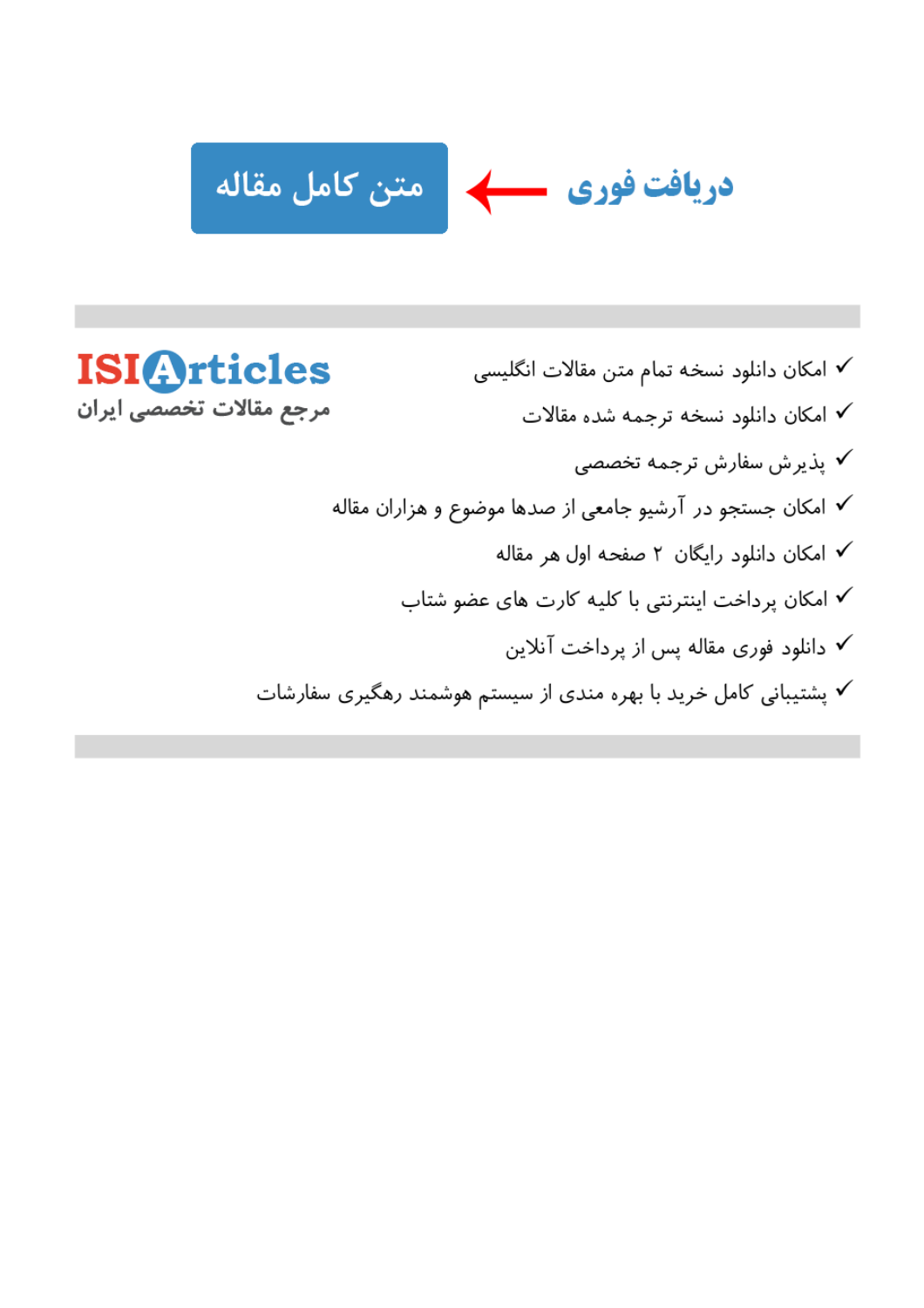دریافت فوری ← **متن کامل مقاله**

**ISIArticles**
مرجع مقالات تخصصی ایران

- ✓ امکان دانلود نسخه تمام متن مقالات انگلیسی
- ✓ امکان دانلود نسخه ترجمه شده مقالات
- ✓ پذیرش سفارش ترجمه تخصصی
- ✓ امکان جستجو در آرشیو جامعی از صدها موضوع و هزاران مقاله
- ✓ امکان دانلود رایگان ۲ صفحه اول هر مقاله
- ✓ امکان پرداخت اینترنتی با کلیه کارت های عضو شتاب
- ✓ دانلود فوری مقاله پس از پرداخت آنلاین
- ✓ پشتیبانی کامل خرید با بهره مندی از سیستم هوشمند رهگیری سفارشات